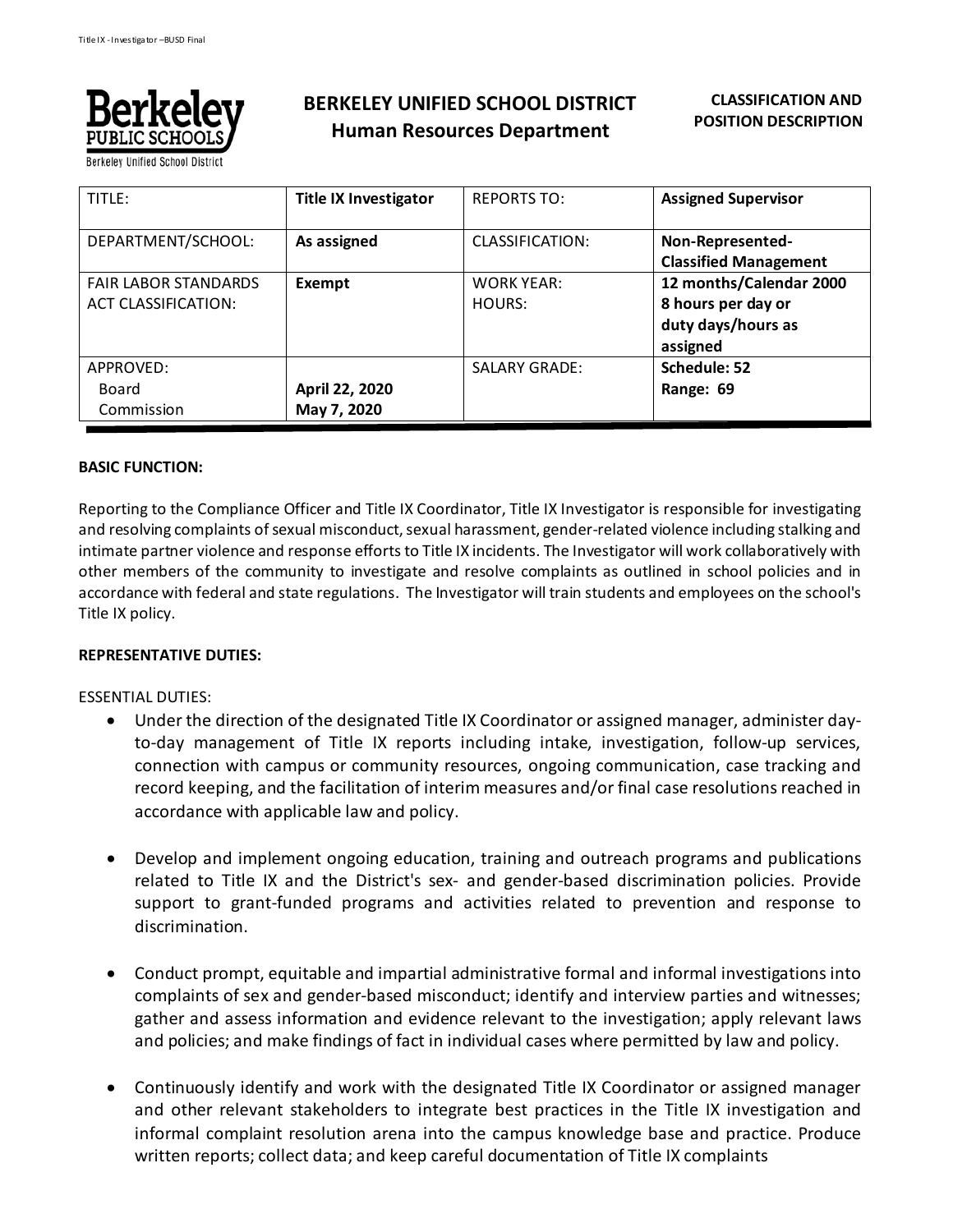# BERKELEY UNIFIED SCHOOL DISTRICT
## Human Resources Department

**CLASSIFICATION AND POSITION DESCRIPTION**

| | | | |
|---|---|---|---|
| TITLE: | **Title IX Investigator** | REPORTS TO: | **Assigned Supervisor** |
| DEPARTMENT/SCHOOL: | **As assigned** | CLASSIFICATION: | **Non-Represented-Classified Management** |
| FAIR LABOR STANDARDS ACT CLASSIFICATION: | **Exempt** | WORK YEAR: HOURS: | **12 months/Calendar 2000 8 hours per day or duty days/hours as assigned** |
| APPROVED: Board Commission | **April 22, 2020 May 7, 2020** | SALARY GRADE: | **Schedule: 52 Range: 69** |

**BASIC FUNCTION:**

Reporting to the Compliance Officer and Title IX Coordinator, Title IX Investigator is responsible for investigating and resolving complaints of sexual misconduct, sexual harassment, gender-related violence including stalking and intimate partner violence and response efforts to Title IX incidents. The Investigator will work collaboratively with other members of the community to investigate and resolve complaints as outlined in school policies and in accordance with federal and state regulations. The Investigator will train students and employees on the school's Title IX policy.

**REPRESENTATIVE DUTIES:**

ESSENTIAL DUTIES:

- Under the direction of the designated Title IX Coordinator or assigned manager, administer day-to-day management of Title IX reports including intake, investigation, follow-up services, connection with campus or community resources, ongoing communication, case tracking and record keeping, and the facilitation of interim measures and/or final case resolutions reached in accordance with applicable law and policy.

- Develop and implement ongoing education, training and outreach programs and publications related to Title IX and the District's sex- and gender-based discrimination policies. Provide support to grant-funded programs and activities related to prevention and response to discrimination.

- Conduct prompt, equitable and impartial administrative formal and informal investigations into complaints of sex and gender-based misconduct; identify and interview parties and witnesses; gather and assess information and evidence relevant to the investigation; apply relevant laws and policies; and make findings of fact in individual cases where permitted by law and policy.

- Continuously identify and work with the designated Title IX Coordinator or assigned manager and other relevant stakeholders to integrate best practices in the Title IX investigation and informal complaint resolution arena into the campus knowledge base and practice. Produce written reports; collect data; and keep careful documentation of Title IX complaints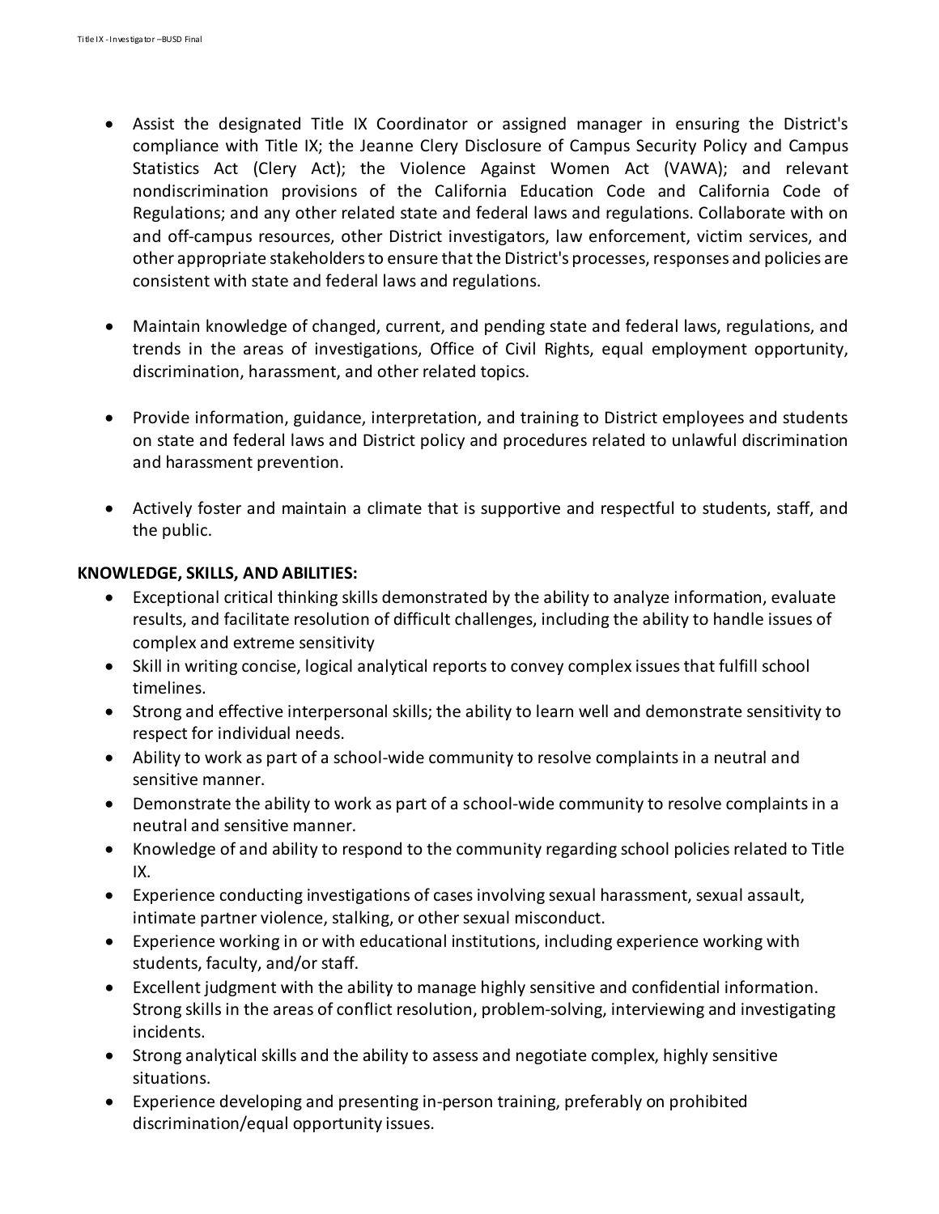- Assist the designated Title IX Coordinator or assigned manager in ensuring the District's compliance with Title IX; the Jeanne Clery Disclosure of Campus Security Policy and Campus Statistics Act (Clery Act); the Violence Against Women Act (VAWA); and relevant nondiscrimination provisions of the California Education Code and California Code of Regulations; and any other related state and federal laws and regulations. Collaborate with on and off-campus resources, other District investigators, law enforcement, victim services, and other appropriate stakeholders to ensure that the District's processes, responses and policies are consistent with state and federal laws and regulations.

- Maintain knowledge of changed, current, and pending state and federal laws, regulations, and trends in the areas of investigations, Office of Civil Rights, equal employment opportunity, discrimination, harassment, and other related topics.

- Provide information, guidance, interpretation, and training to District employees and students on state and federal laws and District policy and procedures related to unlawful discrimination and harassment prevention.

- Actively foster and maintain a climate that is supportive and respectful to students, staff, and the public.

**KNOWLEDGE, SKILLS, AND ABILITIES:**

- Exceptional critical thinking skills demonstrated by the ability to analyze information, evaluate results, and facilitate resolution of difficult challenges, including the ability to handle issues of complex and extreme sensitivity
- Skill in writing concise, logical analytical reports to convey complex issues that fulfill school timelines.
- Strong and effective interpersonal skills; the ability to learn well and demonstrate sensitivity to respect for individual needs.
- Ability to work as part of a school-wide community to resolve complaints in a neutral and sensitive manner.
- Demonstrate the ability to work as part of a school-wide community to resolve complaints in a neutral and sensitive manner.
- Knowledge of and ability to respond to the community regarding school policies related to Title IX.
- Experience conducting investigations of cases involving sexual harassment, sexual assault, intimate partner violence, stalking, or other sexual misconduct.
- Experience working in or with educational institutions, including experience working with students, faculty, and/or staff.
- Excellent judgment with the ability to manage highly sensitive and confidential information. Strong skills in the areas of conflict resolution, problem-solving, interviewing and investigating incidents.
- Strong analytical skills and the ability to assess and negotiate complex, highly sensitive situations.
- Experience developing and presenting in-person training, preferably on prohibited discrimination/equal opportunity issues.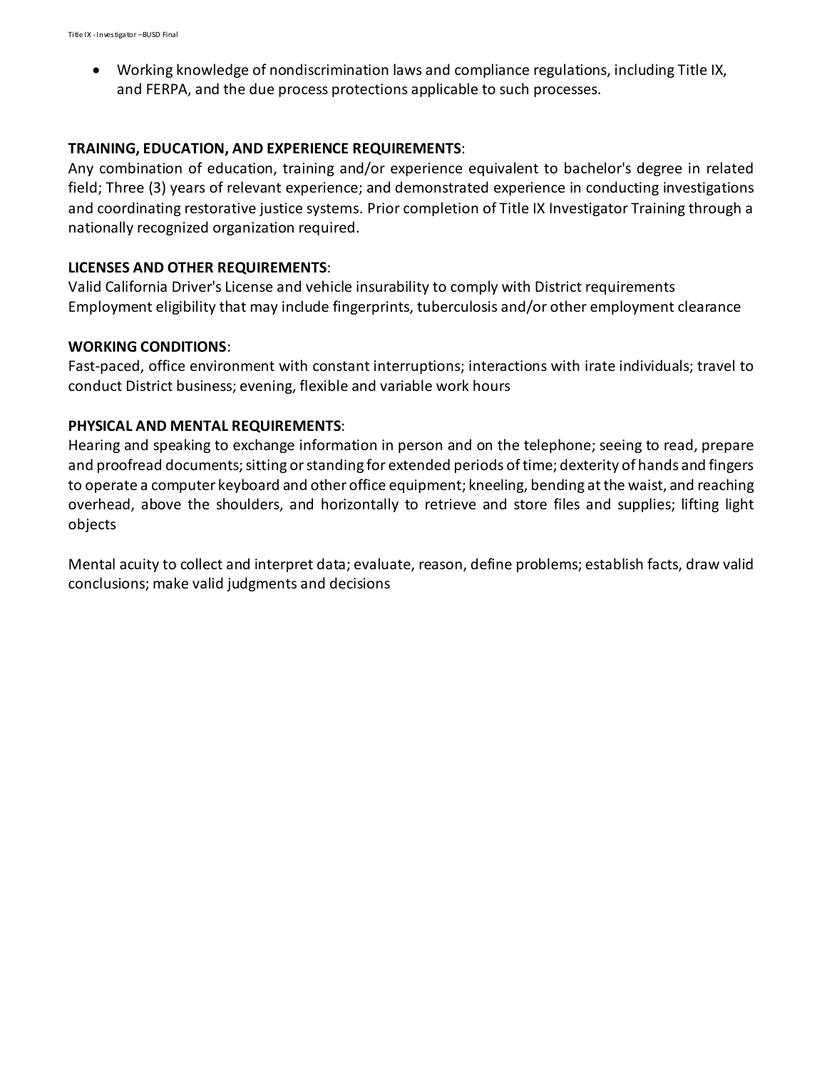- Working knowledge of nondiscrimination laws and compliance regulations, including Title IX, and FERPA, and the due process protections applicable to such processes.

**TRAINING, EDUCATION, AND EXPERIENCE REQUIREMENTS**:
Any combination of education, training and/or experience equivalent to bachelor's degree in related field; Three (3) years of relevant experience; and demonstrated experience in conducting investigations and coordinating restorative justice systems. Prior completion of Title IX Investigator Training through a nationally recognized organization required.

**LICENSES AND OTHER REQUIREMENTS**:
Valid California Driver's License and vehicle insurability to comply with District requirements
Employment eligibility that may include fingerprints, tuberculosis and/or other employment clearance

**WORKING CONDITIONS**:
Fast-paced, office environment with constant interruptions; interactions with irate individuals; travel to conduct District business; evening, flexible and variable work hours

**PHYSICAL AND MENTAL REQUIREMENTS**:
Hearing and speaking to exchange information in person and on the telephone; seeing to read, prepare and proofread documents; sitting or standing for extended periods of time; dexterity of hands and fingers to operate a computer keyboard and other office equipment; kneeling, bending at the waist, and reaching overhead, above the shoulders, and horizontally to retrieve and store files and supplies; lifting light objects

Mental acuity to collect and interpret data; evaluate, reason, define problems; establish facts, draw valid conclusions; make valid judgments and decisions